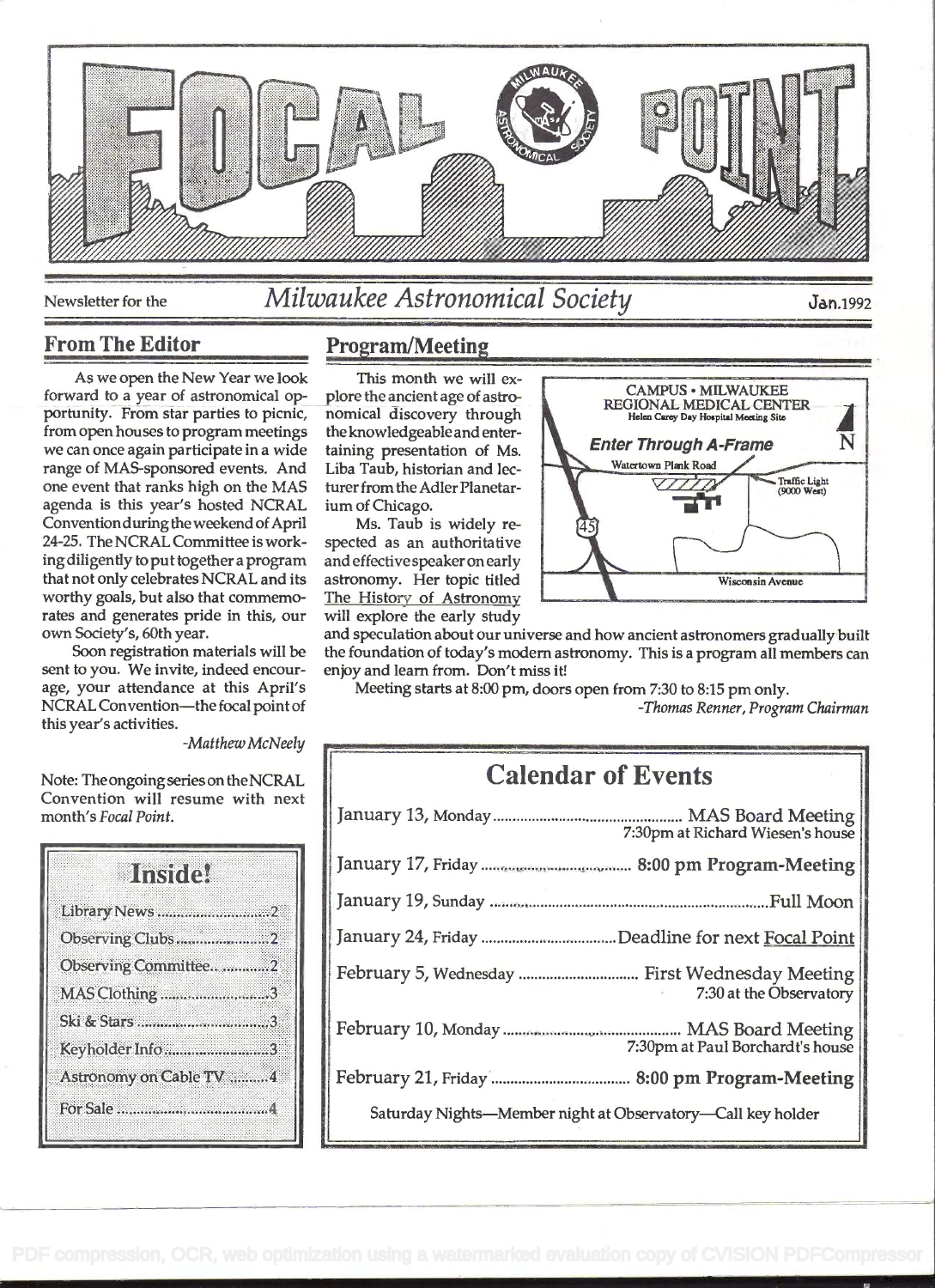# FOCAL POINT

Newsletter for the *Milwaukee Astronomical Society* Jan. 1992

## From The Editor

As we open the New Year we look forward to a year of astronomical opportunity. From star parties to picnic, from open houses to program meetings we can once again participate in a wide range of MAS-sponsored events. And one event that ranks high on the MAS agenda is this year's hosted NCRAL Convention during the weekend of April 24-25. The NCRAL Committee is working diligently to put together a program that not only celebrates NCRAL and its worthy goals, but also that commemorates and generates pride in this, our own Society's, 60th year.

Soon registration materials will be sent to you. We invite, indeed encourage, your attendance at this April's NCRAL Convention—the focal point of this year's activities.

*-Matthew McNeely*

Note: The ongoing series on the NCRAL Convention will resume with next month's *Focal Point*.

### Inside!

- Library News .......... 2
- Observing Clubs .......... 2
- Observing Committee .......... 2
- MAS Clothing .......... 3
- Ski & Stars .......... 3
- Keyholder Info .......... 3
- Astronomy on Cable TV .......... 4
- For Sale .......... 4

## Program/Meeting

This month we will explore the ancient age of astronomical discovery through the knowledgeable and entertaining presentation of Ms. Liba Taub, historian and lecturer from the Adler Planetarium of Chicago.

Ms. Taub is widely respected as an authoritative and effective speaker on early astronomy. Her topic titled The History of Astronomy will explore the early study and speculation about our universe and how ancient astronomers gradually built the foundation of today's modern astronomy. This is a program all members can enjoy and learn from. Don't miss it!

Meeting starts at 8:00 pm, doors open from 7:30 to 8:15 pm only.

*-Thomas Renner, Program Chairman*

CAMPUS • MILWAUKEE REGIONAL MEDICAL CENTER
Helen Carey Day Hospital Meeting Site
**Enter Through A-Frame**
Watertown Plank Road — Traffic Light (9000 West) — 45 — Wisconsin Avenue — N

## Calendar of Events

| Date | Event |
|---|---|
| January 13, Monday | MAS Board Meeting, 7:30pm at Richard Wiesen's house |
| January 17, Friday | **8:00 pm Program-Meeting** |
| January 19, Sunday | Full Moon |
| January 24, Friday | Deadline for next Focal Point |
| February 5, Wednesday | First Wednesday Meeting, 7:30 at the Observatory |
| February 10, Monday | MAS Board Meeting, 7:30pm at Paul Borchardt's house |
| February 21, Friday | **8:00 pm Program-Meeting** |

Saturday Nights—Member night at Observatory—Call key holder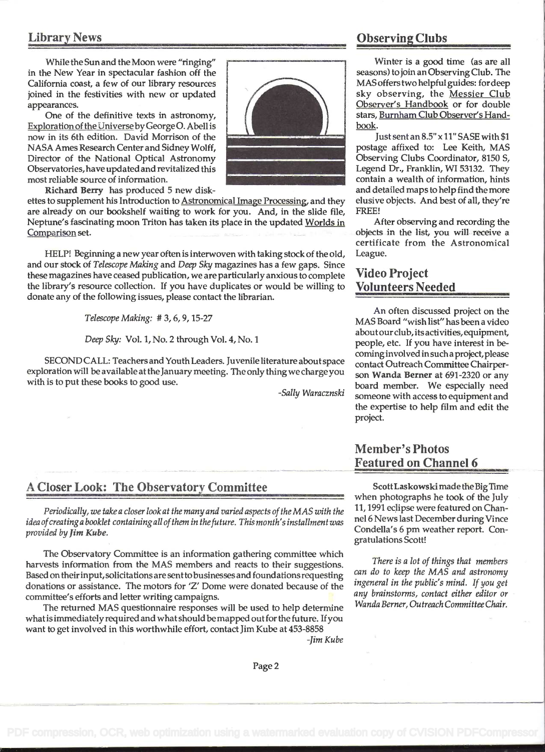## Library News

While the Sun and the Moon were "ringing" in the New Year in spectacular fashion off the California coast, a few of our library resources joined in the festivities with new or updated appearances.

One of the definitive texts in astronomy, Exploration of the Universe by George O. Abell is now in its 6th edition. David Morrison of the NASA Ames Research Center and Sidney Wolff, Director of the National Optical Astronomy Observatories, have updated and revitalized this most reliable source of information.

**Richard Berry** has produced 5 new diskettes to supplement his Introduction to Astronomical Image Processing, and they are already on our bookshelf waiting to work for you. And, in the slide file, Neptune's fascinating moon Triton has taken its place in the updated Worlds in Comparison set.

HELP! Beginning a new year often is interwoven with taking stock of the old, and our stock of *Telescope Making* and *Deep Sky* magazines has a few gaps. Since these magazines have ceased publication, we are particularly anxious to complete the library's resource collection. If you have duplicates or would be willing to donate any of the following issues, please contact the librarian.

*Telescope Making:* # 3, 6, 9, 15-27

*Deep Sky:* Vol. 1, No. 2 through Vol. 4, No. 1

SECOND CALL: Teachers and Youth Leaders. Juvenile literature about space exploration will be available at the January meeting. The only thing we charge you with is to put these books to good use.

*-Sally Waraczynski*

## A Closer Look: The Observatory Committee

*Periodically, we take a closer look at the many and varied aspects of the MAS with the idea of creating a booklet containing all of them in the future. This month's installment was provided by **Jim Kube.***

The Observatory Committee is an information gathering committee which harvests information from the MAS members and reacts to their suggestions. Based on their input, solicitations are sent to businesses and foundations requesting donations or assistance. The motors for 'Z' Dome were donated because of the committee's efforts and letter writing campaigns.

The returned MAS questionnaire responses will be used to help determine what is immediately required and what should be mapped out for the future. If you want to get involved in this worthwhile effort, contact Jim Kube at 453-8858

*-Jim Kube*

## Observing Clubs

Winter is a good time (as are all seasons) to join an Observing Club. The MAS offers two helpful guides: for deep sky observing, the Messier Club Observer's Handbook or for double stars, Burnham Club Observer's Handbook.

Just sent an 8.5" x 11" SASE with $1 postage affixed to: Lee Keith, MAS Observing Clubs Coordinator, 8150 S, Legend Dr., Franklin, WI 53132. They contain a wealth of information, hints and detailed maps to help find the more elusive objects. And best of all, they're FREE!

After observing and recording the objects in the list, you will receive a certificate from the Astronomical League.

## Video Project Volunteers Needed

An often discussed project on the MAS Board "wish list" has been a video about our club, its activities, equipment, people, etc. If you have interest in becoming involved in such a project, please contact Outreach Committee Chairperson **Wanda Berner** at 691-2320 or any board member. We especially need someone with access to equipment and the expertise to help film and edit the project.

## Member's Photos Featured on Channel 6

**Scott Laskowski** made the Big Time when photographs he took of the July 11, 1991 eclipse were featured on Channel 6 News last December during Vince Condella's 6 pm weather report. Congratulations Scott!

*There is a lot of things that members can do to keep the MAS and astronomy ingeneral in the public's mind. If you get any brainstorms, contact either editor or Wanda Berner, Outreach Committee Chair.*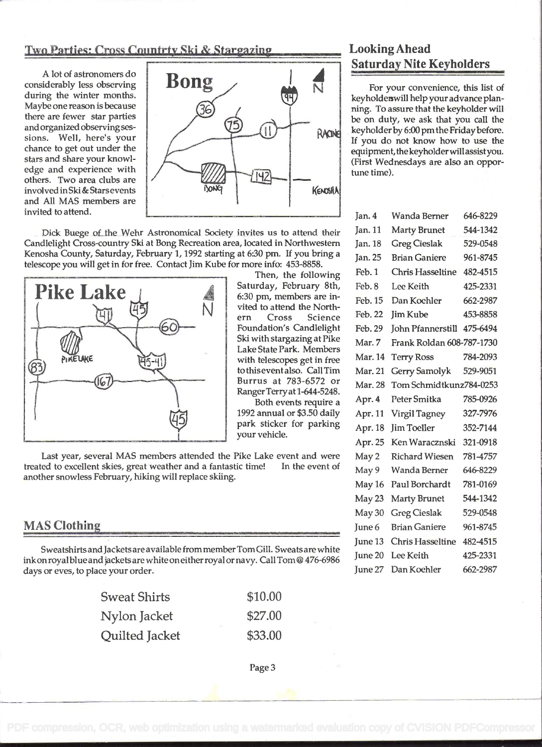## Two Parties: Cross Countrty Ski & Stargazing

A lot of astronomers do considerably less observing during the winter months. Maybe one reason is because there are fewer star parties and organized observing sessions. Well, here's your chance to get out under the stars and share your knowledge and experience with others. Two area clubs are involved in Ski & Stars events and All MAS members are invited to attend.

Dick Buege of the Wehr Astronomical Society invites us to attend their Candlelight Cross-country Ski at Bong Recreation area, located in Northwestern Kenosha County, Saturday, February 1, 1992 starting at 6:30 pm. If you bring a telescope you will get in for free. Contact Jim Kube for more info: 453-8858.

Then, the following Saturday, February 8th, 6:30 pm, members are invited to attend the Northern Cross Science Foundation's Candlelight Ski with stargazing at Pike Lake State Park. Members with telescopes get in free to this event also. Call Tim Burrus at 783-6572 or Ranger Terry at 1-644-5248.

Both events require a 1992 annual or $3.50 daily park sticker for parking your vehicle.

Last year, several MAS members attended the Pike Lake event and were treated to excellent skies, great weather and a fantastic time! In the event of another snowless February, hiking will replace skiing.

## MAS Clothing

Sweatshirts and Jackets are available from member Tom Gill. Sweats are white ink on royal blue and jackets are white on either royal or navy. Call Tom @ 476-6986 days or eves, to place your order.

| | |
|---|---|
| Sweat Shirts | $10.00 |
| Nylon Jacket | $27.00 |
| Quilted Jacket | $33.00 |

## Looking Ahead
## Saturday Nite Keyholders

For your convenience, this list of keyholders will help your advance planning. To assure that the keyholder will be on duty, we ask that you call the keyholder by 6:00 pm the Friday before. If you do not know how to use the equipment, the keyholder will assist you. (First Wednesdays are also an opportune time).

| Date | Keyholder | Phone |
|---|---|---|
| Jan. 4 | Wanda Berner | 646-8229 |
| Jan. 11 | Marty Brunet | 544-1342 |
| Jan. 18 | Greg Cieslak | 529-0548 |
| Jan. 25 | Brian Ganiere | 961-8745 |
| Feb. 1 | Chris Hasseltine | 482-4515 |
| Feb. 8 | Lee Keith | 425-2331 |
| Feb. 15 | Dan Koehler | 662-2987 |
| Feb. 22 | Jim Kube | 453-8858 |
| Feb. 29 | John Pfannerstill | 475-6494 |
| Mar. 7 | Frank Roldan | 608-787-1730 |
| Mar. 14 | Terry Ross | 784-2093 |
| Mar. 21 | Gerry Samolyk | 529-9051 |
| Mar. 28 | Tom Schmidtkunz | 784-0253 |
| Apr. 4 | Peter Smitka | 785-0926 |
| Apr. 11 | Virgil Tagney | 327-7976 |
| Apr. 18 | Jim Toeller | 352-7144 |
| Apr. 25 | Ken Waracznski | 321-0918 |
| May 2 | Richard Wiesen | 781-4757 |
| May 9 | Wanda Berner | 646-8229 |
| May 16 | Paul Borchardt | 781-0169 |
| May 23 | Marty Brunet | 544-1342 |
| May 30 | Greg Cieslak | 529-0548 |
| June 6 | Brian Ganiere | 961-8745 |
| June 13 | Chris Hasseltine | 482-4515 |
| June 20 | Lee Keith | 425-2331 |
| June 27 | Dan Koehler | 662-2987 |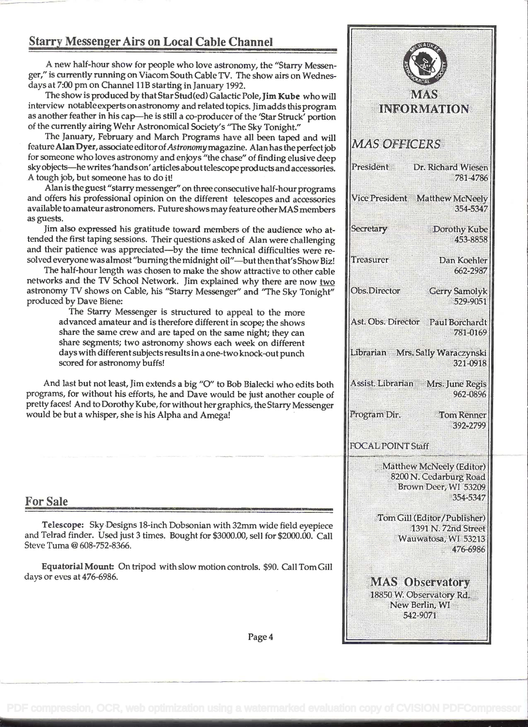## Starry Messenger Airs on Local Cable Channel

A new half-hour show for people who love astronomy, the "Starry Messenger," is currently running on Viacom South Cable TV. The show airs on Wednesdays at 7:00 pm on Channel 11B starting in January 1992.

The show is produced by that Star Stud(ed) Galactic Pole, **Jim Kube** who will interview notable experts on astronomy and related topics. Jim adds this program as another feather in his cap—he is still a co-producer of the 'Star Struck' portion of the currently airing Wehr Astronomical Society's "The Sky Tonight."

The January, February and March Programs have all been taped and will feature **Alan Dyer**, associate editor of *Astronomy* magazine. Alan has the perfect job for someone who loves astronomy and enjoys "the chase" of finding elusive deep sky objects—he writes 'hands on' articles about telescope products and accessories. A tough job, but someone has to do it!

Alan is the guest "starry messenger" on three consecutive half-hour programs and offers his professional opinion on the different telescopes and accessories available to amateur astronomers. Future shows may feature other MAS members as guests.

Jim also expressed his gratitude toward members of the audience who attended the first taping sessions. Their questions asked of Alan were challenging and their patience was appreciated—by the time technical difficulties were resolved everyone was almost "burning the midnight oil"—but then that's Show Biz!

The half-hour length was chosen to make the show attractive to other cable networks and the TV School Network. Jim explained why there are now two astronomy TV shows on Cable, his "Starry Messenger" and "The Sky Tonight" produced by Dave Biene:

> The Starry Messenger is structured to appeal to the more advanced amateur and is therefore different in scope; the shows share the same crew and are taped on the same night; they can share segments; two astronomy shows each week on different days with different subjects results in a one-two knock-out punch scored for astronomy buffs!

And last but not least, Jim extends a big "O" to Bob Bialecki who edits both programs, for without his efforts, he and Dave would be just another couple of pretty faces! And to Dorothy Kube, for without her graphics, the Starry Messenger would be but a whisper, she is his Alpha and Amega!

## For Sale

**Telescope:** Sky Designs 18-inch Dobsonian with 32mm wide field eyepiece and Telrad finder. Used just 3 times. Bought for $3000.00, sell for $2000.00. Call Steve Tuma @ 608-752-8366.

**Equatorial Mount:** On tripod with slow motion controls. $90. Call Tom Gill days or eves at 476-6986.

## MAS INFORMATION

### MAS OFFICERS

| | | |
|---|---|---|
| President | Dr. Richard Wiesen | 781-4786 |
| Vice President | Matthew McNeely | 354-5347 |
| Secretary | Dorothy Kube | 453-8858 |
| Treasurer | Dan Koehler | 662-2987 |
| Obs. Director | Gerry Samolyk | 529-9051 |
| Ast. Obs. Director | Paul Borchardt | 781-0169 |
| Librarian | Mrs. Sally Waraczynski | 321-0918 |
| Assist. Librarian | Mrs. June Regis | 962-0896 |
| Program Dir. | Tom Renner | 392-2799 |

### FOCAL POINT Staff

Matthew McNeely (Editor)
8200 N. Cedarburg Road
Brown Deer, WI 53209
354-5347

Tom Gill (Editor/Publisher)
1391 N. 72nd Street
Wauwatosa, WI 53213
476-6986

### MAS Observatory

18850 W. Observatory Rd.
New Berlin, WI
542-9071